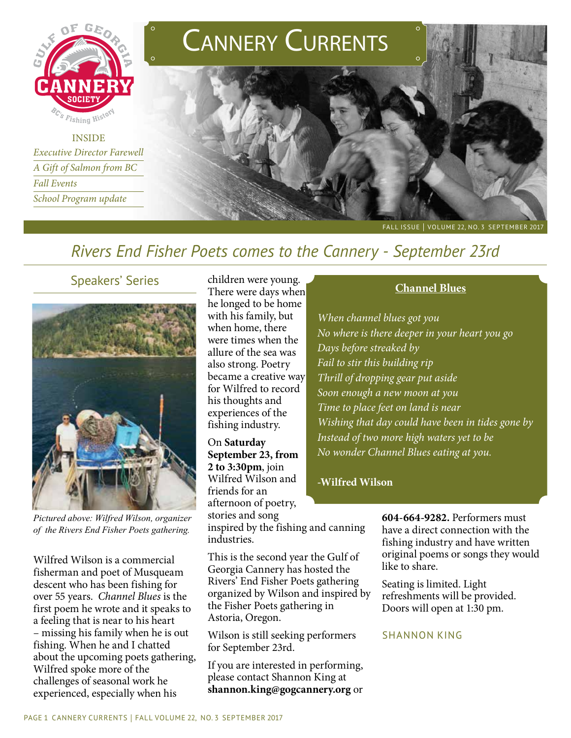# Cannery Currents

Gulf of Georgia Cannery Society — BC's Fishing History

INSIDE

*Executive Director Farewell*

*A Gift of Salmon from BC*

*Fall Events*

*School Program update*

FALL ISSUE | VOLUME 22, NO. 3 SEPTEMBER 2017

## *Rivers End Fisher Poets comes to the Cannery - September 23rd*

### Speakers' Series

*Pictured above: Wilfred Wilson, organizer of the Rivers End Fisher Poets gathering.*

Wilfred Wilson is a commercial fisherman and poet of Musqueam descent who has been fishing for over 55 years. *Channel Blues* is the first poem he wrote and it speaks to a feeling that is near to his heart – missing his family when he is out fishing. When he and I chatted about the upcoming poets gathering, Wilfred spoke more of the challenges of seasonal work he experienced, especially when his children were young. There were days when he longed to be home with his family, but when home, there were times when the allure of the sea was also strong. Poetry became a creative way for Wilfred to record his thoughts and experiences of the fishing industry.

On **Saturday September 23, from 2 to 3:30pm**, join Wilfred Wilson and friends for an afternoon of poetry, stories and song inspired by the fishing and canning industries.

This is the second year the Gulf of Georgia Cannery has hosted the Rivers' End Fisher Poets gathering organized by Wilson and inspired by the Fisher Poets gathering in Astoria, Oregon.

Wilson is still seeking performers for September 23rd.

If you are interested in performing, please contact Shannon King at **shannon.king@gogcannery.org** or **604-664-9282.** Performers must have a direct connection with the fishing industry and have written original poems or songs they would like to share.

Seating is limited. Light refreshments will be provided. Doors will open at 1:30 pm.

SHANNON KING

### Channel Blues

*When channel blues got you*
*No where is there deeper in your heart you go*
*Days before streaked by*
*Fail to stir this building rip*
*Thrill of dropping gear put aside*
*Soon enough a new moon at you*
*Time to place feet on land is near*
*Wishing that day could have been in tides gone by*
*Instead of two more high waters yet to be*
*No wonder Channel Blues eating at you.*

**-Wilfred Wilson**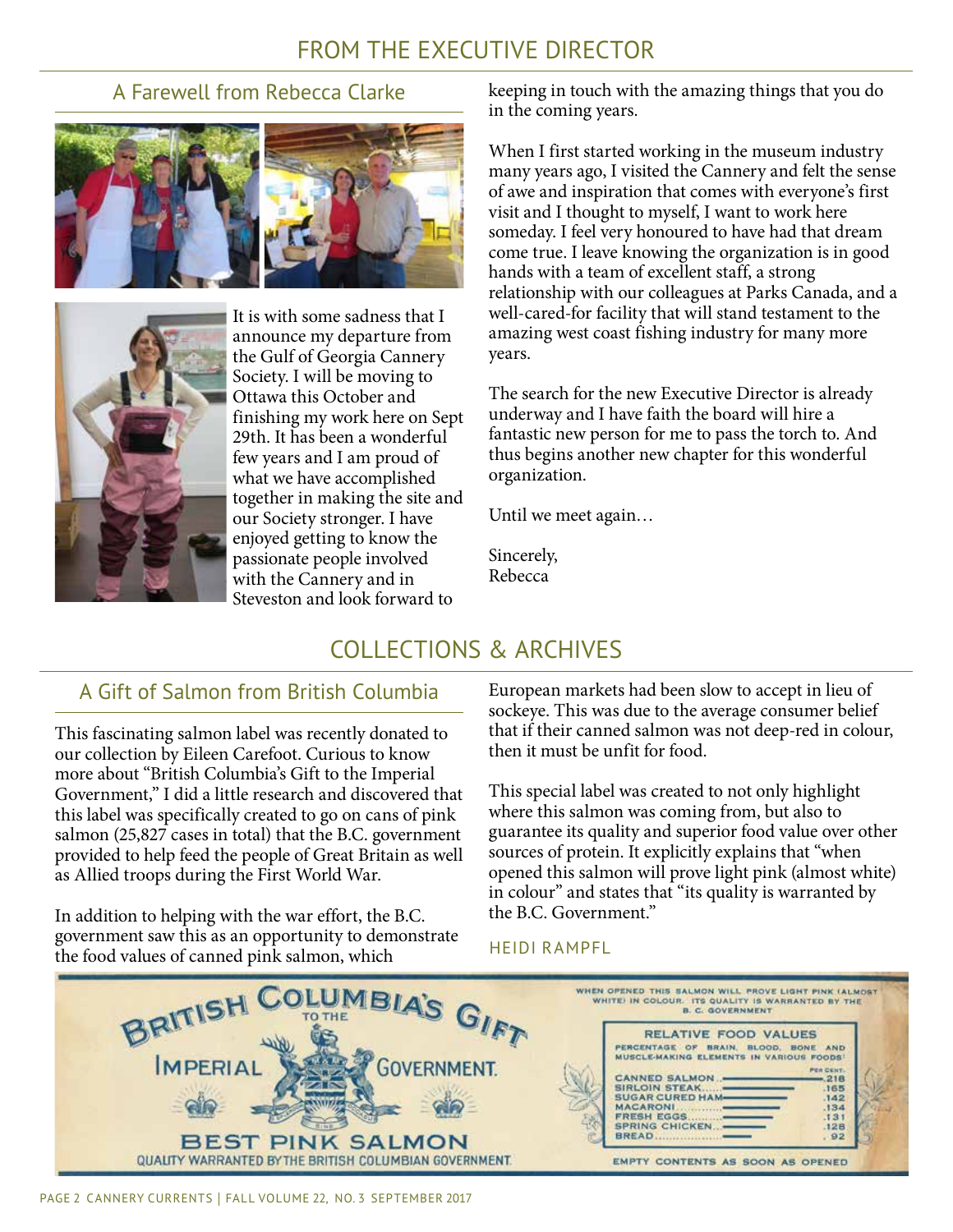# FROM THE EXECUTIVE DIRECTOR

## A Farewell from Rebecca Clarke

It is with some sadness that I announce my departure from the Gulf of Georgia Cannery Society. I will be moving to Ottawa this October and finishing my work here on Sept 29th. It has been a wonderful few years and I am proud of what we have accomplished together in making the site and our Society stronger. I have enjoyed getting to know the passionate people involved with the Cannery and in Steveston and look forward to keeping in touch with the amazing things that you do in the coming years.

When I first started working in the museum industry many years ago, I visited the Cannery and felt the sense of awe and inspiration that comes with everyone's first visit and I thought to myself, I want to work here someday. I feel very honoured to have had that dream come true. I leave knowing the organization is in good hands with a team of excellent staff, a strong relationship with our colleagues at Parks Canada, and a well-cared-for facility that will stand testament to the amazing west coast fishing industry for many more years.

The search for the new Executive Director is already underway and I have faith the board will hire a fantastic new person for me to pass the torch to. And thus begins another new chapter for this wonderful organization.

Until we meet again…

Sincerely,
Rebecca

# COLLECTIONS & ARCHIVES

## A Gift of Salmon from British Columbia

This fascinating salmon label was recently donated to our collection by Eileen Carefoot. Curious to know more about "British Columbia's Gift to the Imperial Government," I did a little research and discovered that this label was specifically created to go on cans of pink salmon (25,827 cases in total) that the B.C. government provided to help feed the people of Great Britain as well as Allied troops during the First World War.

In addition to helping with the war effort, the B.C. government saw this as an opportunity to demonstrate the food values of canned pink salmon, which European markets had been slow to accept in lieu of sockeye. This was due to the average consumer belief that if their canned salmon was not deep-red in colour, then it must be unfit for food.

This special label was created to not only highlight where this salmon was coming from, but also to guarantee its quality and superior food value over other sources of protein. It explicitly explains that "when opened this salmon will prove light pink (almost white) in colour" and states that "its quality is warranted by the B.C. Government."

HEIDI RAMPFL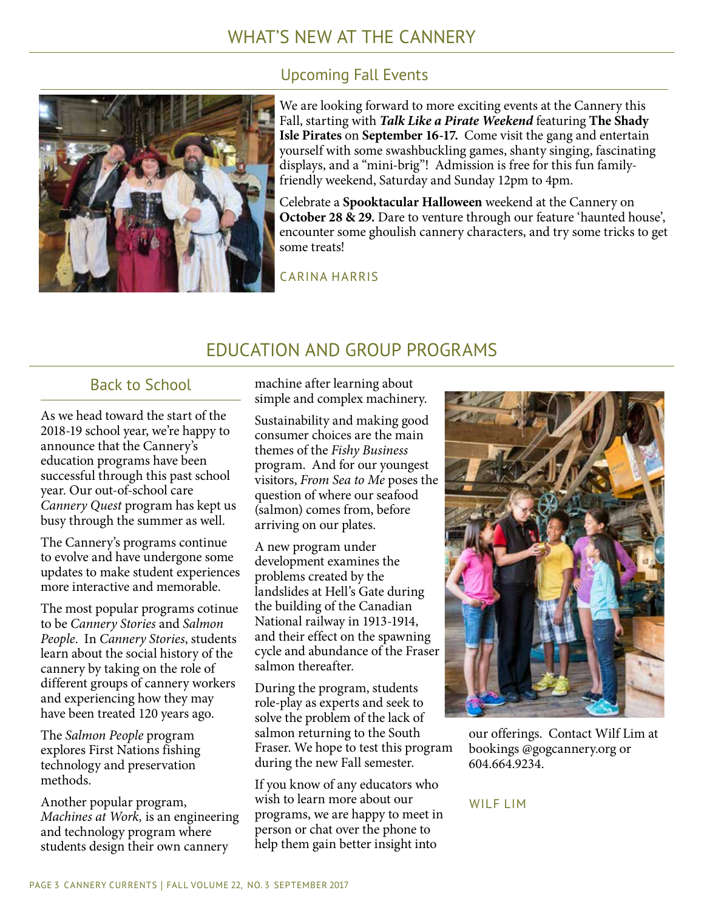# WHAT'S NEW AT THE CANNERY

## Upcoming Fall Events

We are looking forward to more exciting events at the Cannery this Fall, starting with ***Talk Like a Pirate Weekend*** featuring **The Shady Isle Pirates** on **September 16-17.** Come visit the gang and entertain yourself with some swashbuckling games, shanty singing, fascinating displays, and a "mini-brig"! Admission is free for this fun family-friendly weekend, Saturday and Sunday 12pm to 4pm.

Celebrate a **Spooktacular Halloween** weekend at the Cannery on **October 28 & 29.** Dare to venture through our feature 'haunted house', encounter some ghoulish cannery characters, and try some tricks to get some treats!

CARINA HARRIS

# EDUCATION AND GROUP PROGRAMS

## Back to School

As we head toward the start of the 2018-19 school year, we're happy to announce that the Cannery's education programs have been successful through this past school year. Our out-of-school care *Cannery Quest* program has kept us busy through the summer as well.

The Cannery's programs continue to evolve and have undergone some updates to make student experiences more interactive and memorable.

The most popular programs cotinue to be *Cannery Stories* and *Salmon People*. In *Cannery Stories*, students learn about the social history of the cannery by taking on the role of different groups of cannery workers and experiencing how they may have been treated 120 years ago.

The *Salmon People* program explores First Nations fishing technology and preservation methods.

Another popular program, *Machines at Work,* is an engineering and technology program where students design their own cannery machine after learning about simple and complex machinery.

Sustainability and making good consumer choices are the main themes of the *Fishy Business* program. And for our youngest visitors, *From Sea to Me* poses the question of where our seafood (salmon) comes from, before arriving on our plates.

A new program under development examines the problems created by the landslides at Hell's Gate during the building of the Canadian National railway in 1913-1914, and their effect on the spawning cycle and abundance of the Fraser salmon thereafter.

During the program, students role-play as experts and seek to solve the problem of the lack of salmon returning to the South Fraser. We hope to test this program during the new Fall semester.

If you know of any educators who wish to learn more about our programs, we are happy to meet in person or chat over the phone to help them gain better insight into our offerings. Contact Wilf Lim at bookings @gogcannery.org or 604.664.9234.

WILF LIM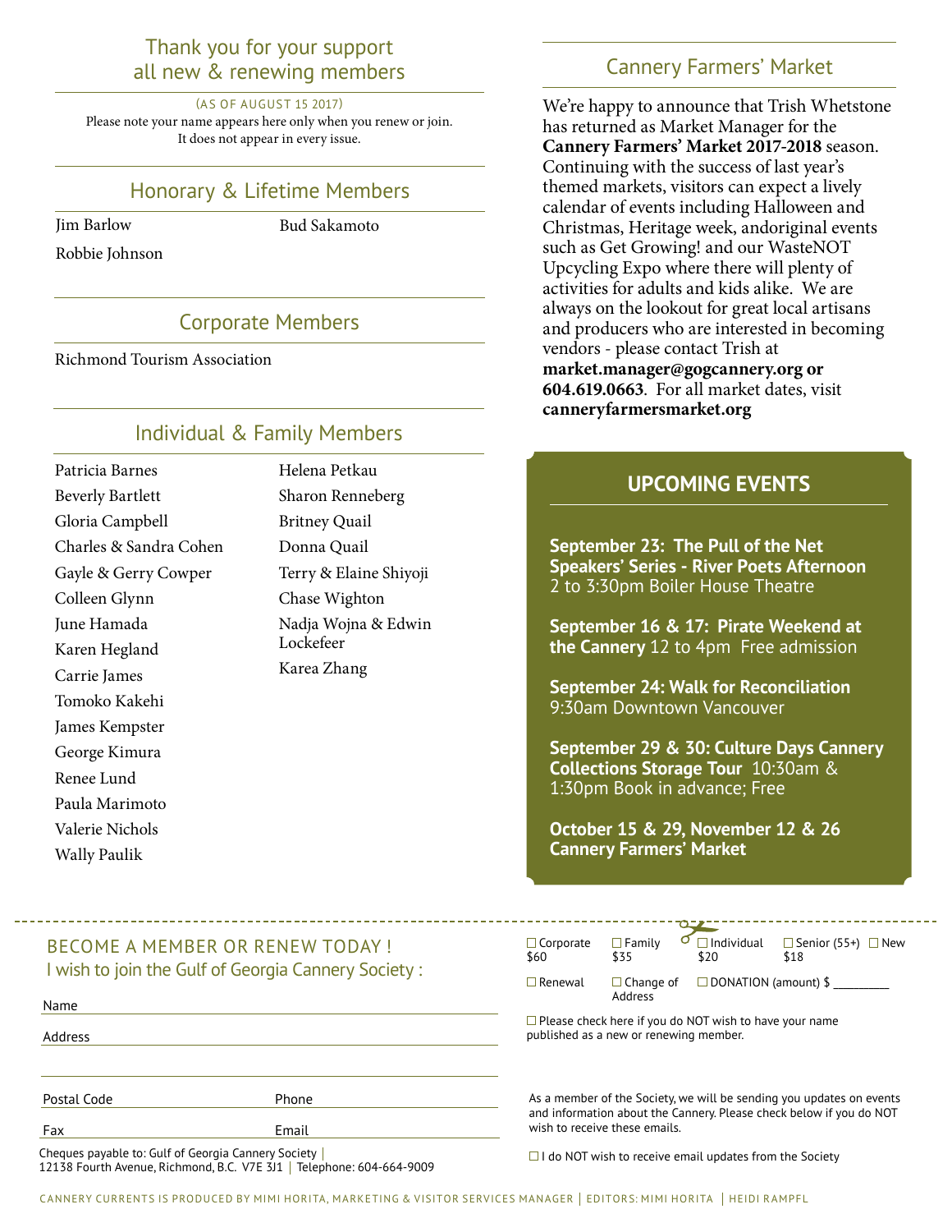## Thank you for your support all new & renewing members

(AS OF AUGUST 15 2017)

Please note your name appears here only when you renew or join. It does not appear in every issue.

### Honorary & Lifetime Members

Jim Barlow
Robbie Johnson
Bud Sakamoto

### Corporate Members

Richmond Tourism Association

### Individual & Family Members

Patricia Barnes
Beverly Bartlett
Gloria Campbell
Charles & Sandra Cohen
Gayle & Gerry Cowper
Colleen Glynn
June Hamada
Karen Hegland
Carrie James
Tomoko Kakehi
James Kempster
George Kimura
Renee Lund
Paula Marimoto
Valerie Nichols
Wally Paulik
Helena Petkau
Sharon Renneberg
Britney Quail
Donna Quail
Terry & Elaine Shiyoji
Chase Wighton
Nadja Wojna & Edwin Lockefeer
Karea Zhang

## Cannery Farmers' Market

We're happy to announce that Trish Whetstone has returned as Market Manager for the **Cannery Farmers' Market 2017-2018** season. Continuing with the success of last year's themed markets, visitors can expect a lively calendar of events including Halloween and Christmas, Heritage week, andoriginal events such as Get Growing! and our WasteNOT Upcycling Expo where there will plenty of activities for adults and kids alike. We are always on the lookout for great local artisans and producers who are interested in becoming vendors - please contact Trish at **market.manager@gogcannery.org or 604.619.0663**. For all market dates, visit **canneryfarmersmarket.org**

## UPCOMING EVENTS

**September 23: The Pull of the Net Speakers' Series - River Poets Afternoon** 2 to 3:30pm Boiler House Theatre

**September 16 & 17: Pirate Weekend at the Cannery** 12 to 4pm Free admission

**September 24: Walk for Reconciliation** 9:30am Downtown Vancouver

**September 29 & 30: Culture Days Cannery Collections Storage Tour** 10:30am & 1:30pm Book in advance; Free

**October 15 & 29, November 12 & 26 Cannery Farmers' Market**

---

## BECOME A MEMBER OR RENEW TODAY !

I wish to join the Gulf of Georgia Cannery Society :

Name

Address

Postal Code Phone

Fax Email

Cheques payable to: Gulf of Georgia Cannery Society | 12138 Fourth Avenue, Richmond, B.C. V7E 3J1 | Telephone: 604-664-9009

☐ Corporate $60 ☐ Family $35 ☐ Individual $20 ☐ Senior (55+) $18 ☐ New

☐ Renewal ☐ Change of Address ☐ DONATION (amount) $ _________

☐ Please check here if you do NOT wish to have your name published as a new or renewing member.

As a member of the Society, we will be sending you updates on events and information about the Cannery. Please check below if you do NOT wish to receive these emails.

☐ I do NOT wish to receive email updates from the Society

CANNERY CURRENTS IS PRODUCED BY MIMI HORITA, MARKETING & VISITOR SERVICES MANAGER | EDITORS: MIMI HORITA | HEIDI RAMPFL